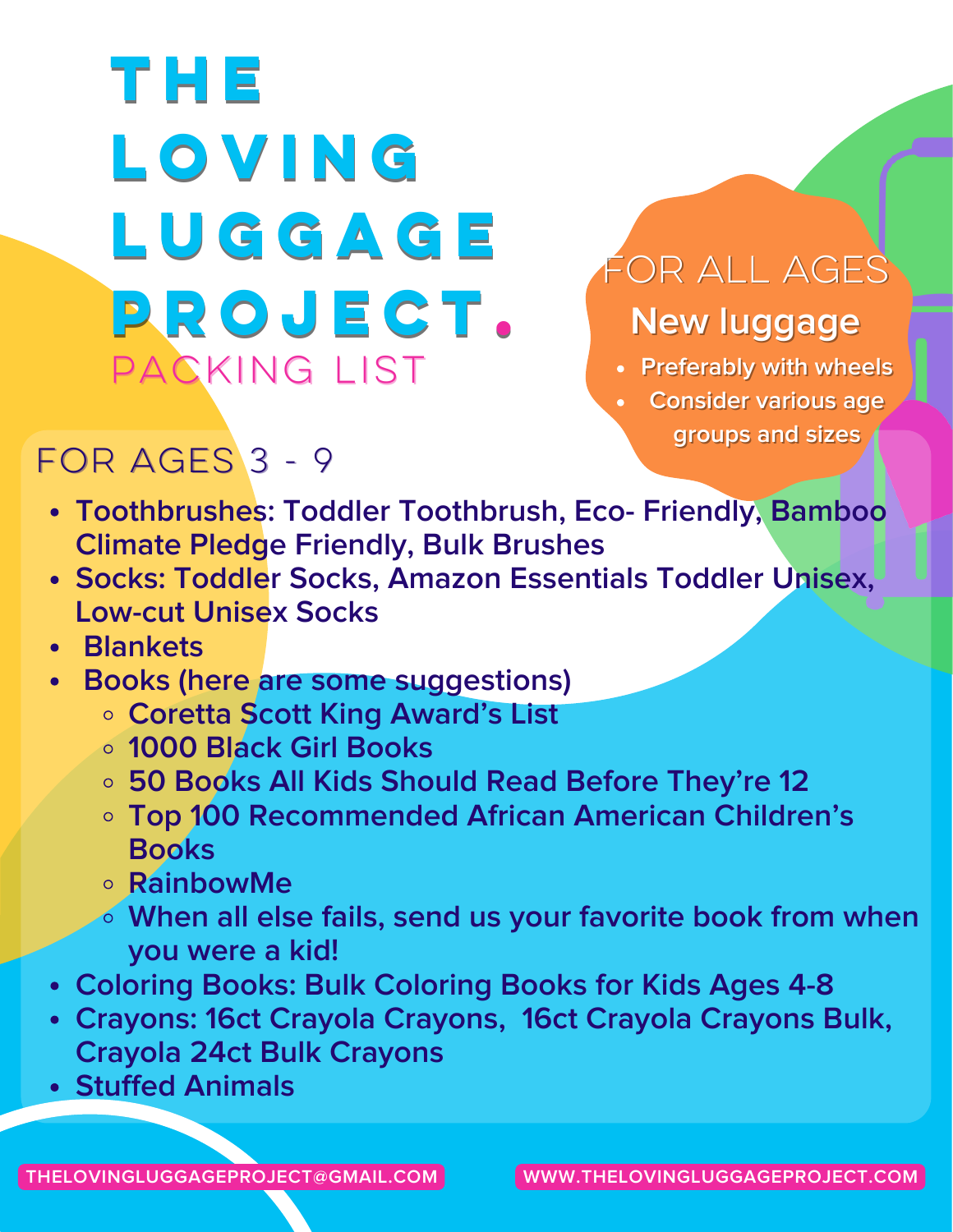# THE LOVING LUGGAGE PROJECT.

## PACKING LIST

### FOR ALL AGES

**New luggage**

- Preferably with wheels
- Consider various age groups and sizes

### FOR AGES 3 - 9

- **Toothbrushes: Toddler Toothbrush, Eco- Friendly, Bamboo Climate Pledge Friendly, Bulk Brushes**
- **Socks: Toddler Socks, Amazon Essentials Toddler Unisex, Low-cut Unisex Socks**
- **Blankets**
- **Books (here are some suggestions)**
  - **Coretta Scott King Award's List**
  - **1000 Black Girl Books**
  - **50 Books All Kids Should Read Before They're 12**
  - **Top 100 Recommended African American Children's Books**
  - **RainbowMe**
  - **When all else fails, send us your favorite book from when you were a kid!**
- **Coloring Books: Bulk Coloring Books for Kids Ages 4-8**
- **Crayons: 16ct Crayola Crayons, 16ct Crayola Crayons Bulk, Crayola 24ct Bulk Crayons**
- **Stuffed Animals**

THELOVINGLUGGAGEPROJECT@GMAIL.COM

WWW.THELOVINGLUGGAGEPROJECT.COM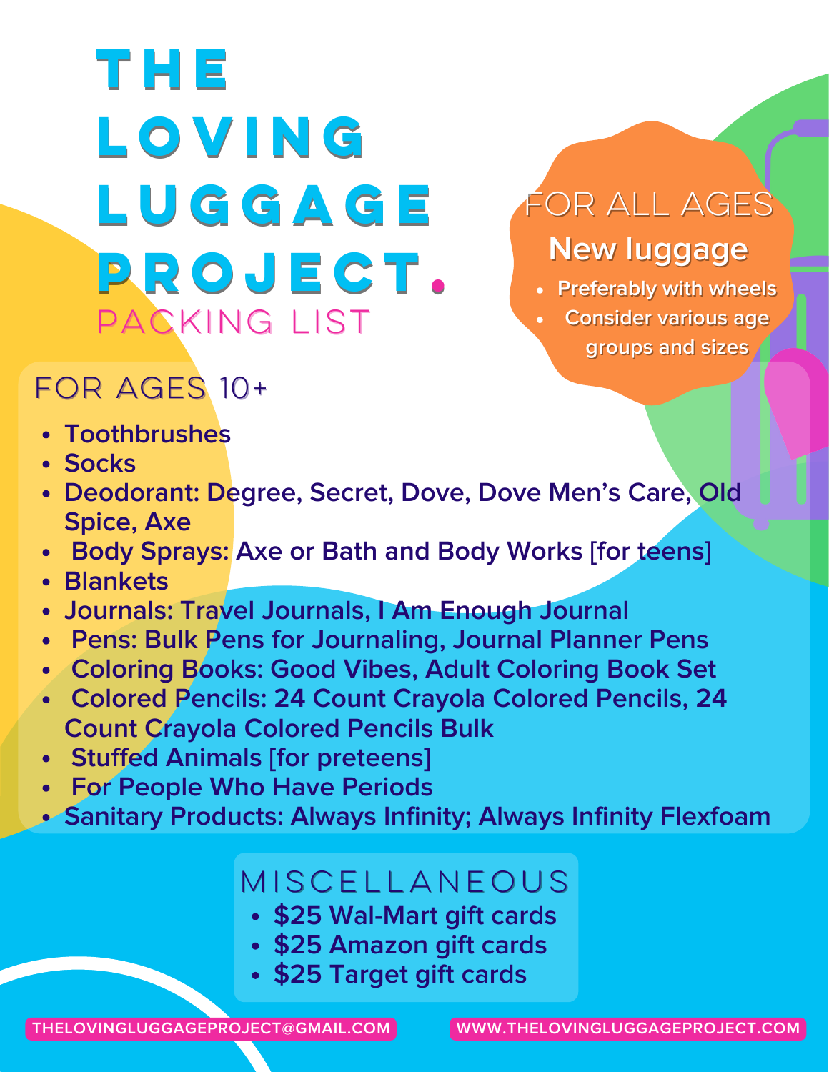# THE LOVING LUGGAGE PROJECT.

## PACKING LIST

## FOR ALL AGES

**New luggage**

- **Preferably with wheels**
- **Consider various age groups and sizes**

## FOR AGES 10+

- **Toothbrushes**
- **Socks**
- **Deodorant: Degree, Secret, Dove, Dove Men's Care, Old Spice, Axe**
- **Body Sprays: Axe or Bath and Body Works [for teens]**
- **Blankets**
- **Journals: Travel Journals, I Am Enough Journal**
- **Pens: Bulk Pens for Journaling, Journal Planner Pens**
- **Coloring Books: Good Vibes, Adult Coloring Book Set**
- **Colored Pencils: 24 Count Crayola Colored Pencils, 24 Count Crayola Colored Pencils Bulk**
- **Stuffed Animals [for preteens]**
- **For People Who Have Periods**
- **Sanitary Products: Always Infinity; Always Infinity Flexfoam**

## MISCELLANEOUS

- **$25 Wal-Mart gift cards**
- **$25 Amazon gift cards**
- **$25 Target gift cards**

THELOVINGLUGGAGEPROJECT@GMAIL.COM

WWW.THELOVINGLUGGAGEPROJECT.COM